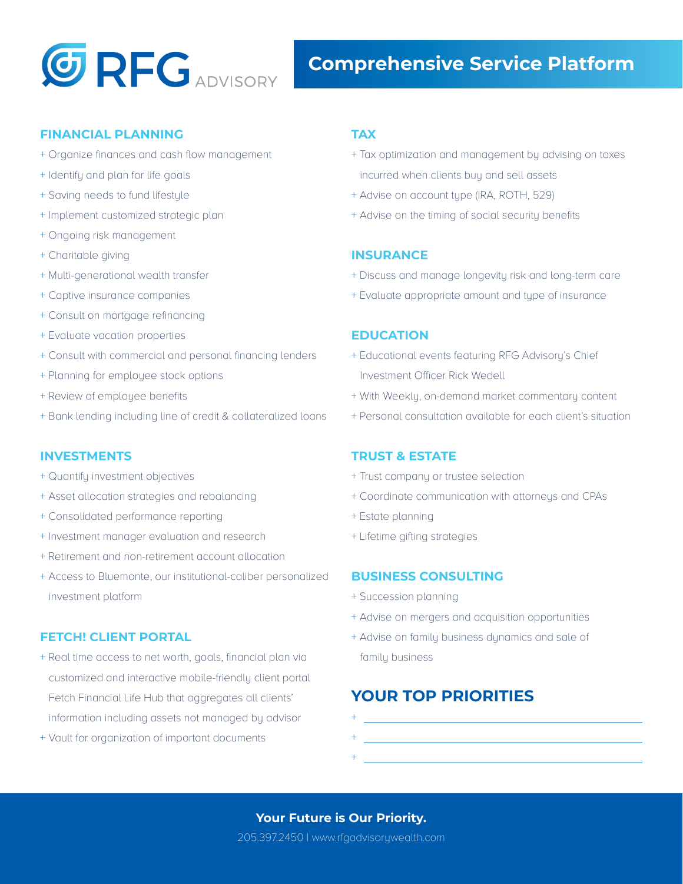# RFG ADVISORY

## Comprehensive Service Platform

### FINANCIAL PLANNING

+ Organize finances and cash flow management
+ Identify and plan for life goals
+ Saving needs to fund lifestyle
+ Implement customized strategic plan
+ Ongoing risk management
+ Charitable giving
+ Multi-generational wealth transfer
+ Captive insurance companies
+ Consult on mortgage refinancing
+ Evaluate vacation properties
+ Consult with commercial and personal financing lenders
+ Planning for employee stock options
+ Review of employee benefits
+ Bank lending including line of credit & collateralized loans

### INVESTMENTS

+ Quantify investment objectives
+ Asset allocation strategies and rebalancing
+ Consolidated performance reporting
+ Investment manager evaluation and research
+ Retirement and non-retirement account allocation
+ Access to Bluemonte, our institutional-caliber personalized investment platform

### FETCH! CLIENT PORTAL

+ Real time access to net worth, goals, financial plan via customized and interactive mobile-friendly client portal Fetch Financial Life Hub that aggregates all clients' information including assets not managed by advisor
+ Vault for organization of important documents

### TAX

+ Tax optimization and management by advising on taxes incurred when clients buy and sell assets
+ Advise on account type (IRA, ROTH, 529)
+ Advise on the timing of social security benefits

### INSURANCE

+ Discuss and manage longevity risk and long-term care
+ Evaluate appropriate amount and type of insurance

### EDUCATION

+ Educational events featuring RFG Advisory's Chief Investment Officer Rick Wedell
+ With Weekly, on-demand market commentary content
+ Personal consultation available for each client's situation

### TRUST & ESTATE

+ Trust company or trustee selection
+ Coordinate communication with attorneys and CPAs
+ Estate planning
+ Lifetime gifting strategies

### BUSINESS CONSULTING

+ Succession planning
+ Advise on mergers and acquisition opportunities
+ Advise on family business dynamics and sale of family business

## YOUR TOP PRIORITIES

+ \_\_\_\_\_\_\_\_\_\_\_\_\_\_\_\_\_\_\_\_
+ \_\_\_\_\_\_\_\_\_\_\_\_\_\_\_\_\_\_\_\_
+ \_\_\_\_\_\_\_\_\_\_\_\_\_\_\_\_\_\_\_\_

**Your Future is Our Priority.**

205.397.2450 | www.rfgadvisorywealth.com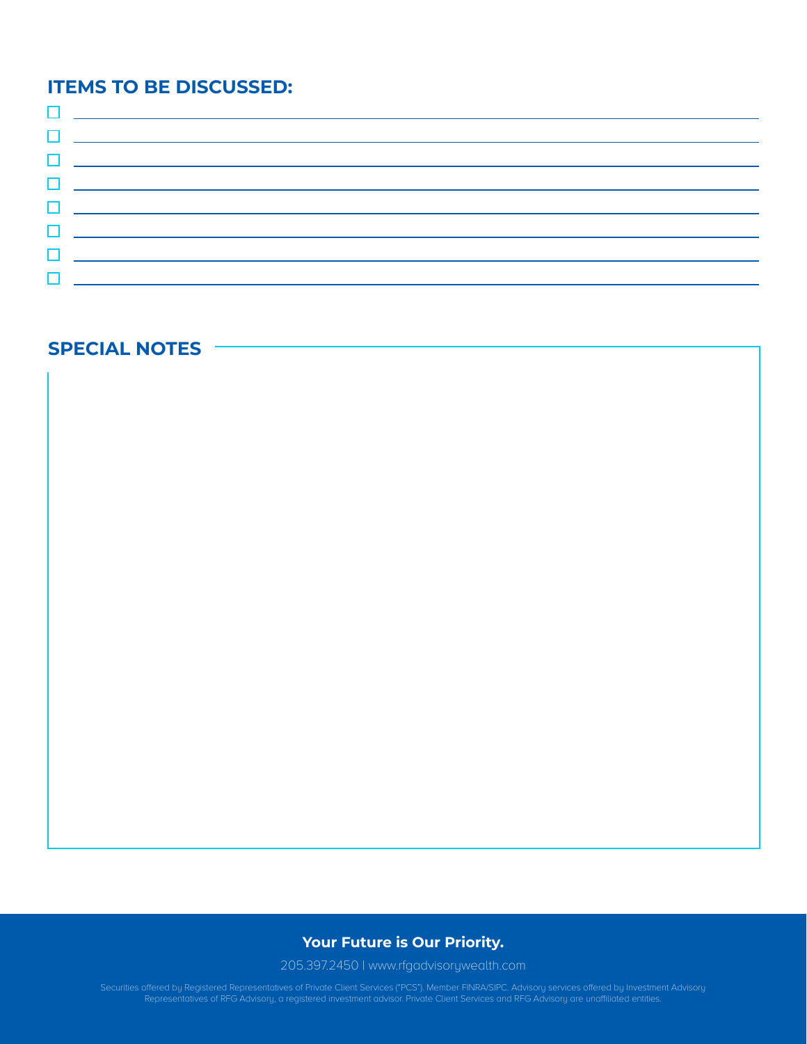## ITEMS TO BE DISCUSSED:

- [ ] ______________________________
- [ ] ______________________________
- [ ] ______________________________
- [ ] ______________________________
- [ ] ______________________________
- [ ] ______________________________
- [ ] ______________________________
- [ ] ______________________________

## SPECIAL NOTES

**Your Future is Our Priority.**

205.397.2450 | www.rfgadvisorywealth.com

Securities offered by Registered Representatives of Private Client Services ("PCS"). Member FINRA/SIPC. Advisory services offered by Investment Advisory Representatives of RFG Advisory, a registered investment advisor. Private Client Services and RFG Advisory are unaffiliated entities.